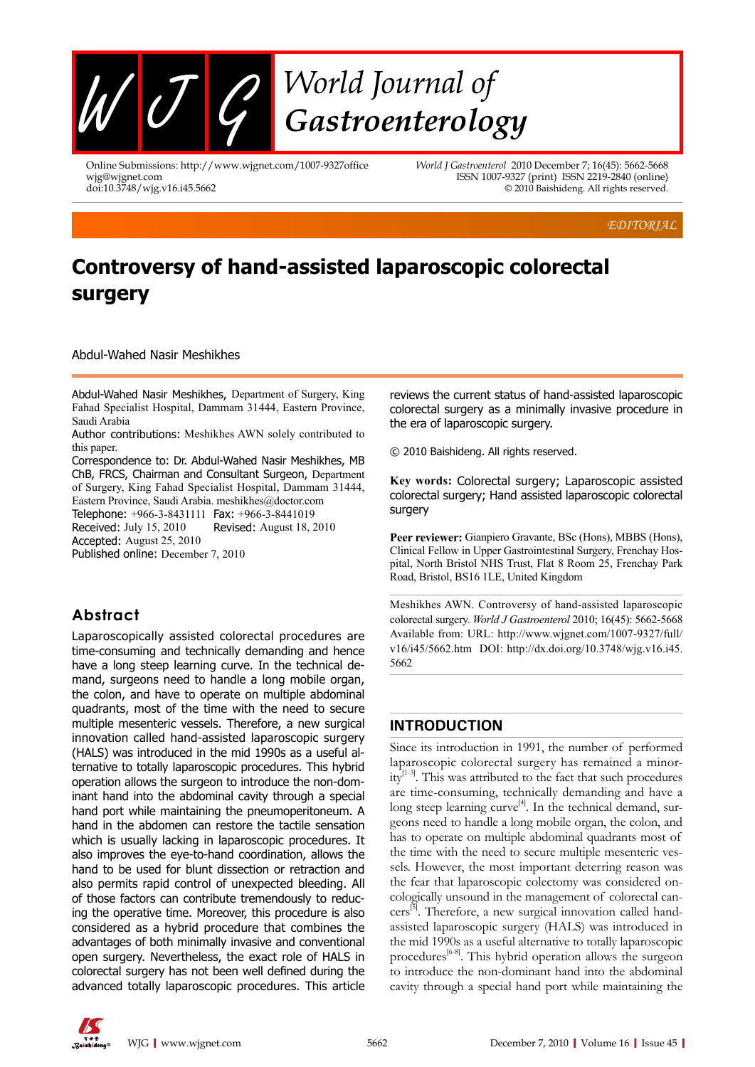EDITORIAL

# Controversy of hand-assisted laparoscopic colorectal surgery

Abdul-Wahed Nasir Meshikhes

Abdul-Wahed Nasir Meshikhes, Department of Surgery, King Fahad Specialist Hospital, Dammam 31444, Eastern Province, Saudi Arabia

Author contributions: Meshikhes AWN solely contributed to this paper.

Correspondence to: Dr. Abdul-Wahed Nasir Meshikhes, MB ChB, FRCS, Chairman and Consultant Surgeon, Department of Surgery, King Fahad Specialist Hospital, Dammam 31444, Eastern Province, Saudi Arabia. meshikhes@doctor.com

Telephone: +966-3-8431111 Fax: +966-3-8441019

Received: July 15, 2010 Revised: August 18, 2010

Accepted: August 25, 2010

Published online: December 7, 2010

## Abstract

Laparoscopically assisted colorectal procedures are time-consuming and technically demanding and hence have a long steep learning curve. In the technical demand, surgeons need to handle a long mobile organ, the colon, and have to operate on multiple abdominal quadrants, most of the time with the need to secure multiple mesenteric vessels. Therefore, a new surgical innovation called hand-assisted laparoscopic surgery (HALS) was introduced in the mid 1990s as a useful alternative to totally laparoscopic procedures. This hybrid operation allows the surgeon to introduce the non-dominant hand into the abdominal cavity through a special hand port while maintaining the pneumoperitoneum. A hand in the abdomen can restore the tactile sensation which is usually lacking in laparoscopic procedures. It also improves the eye-to-hand coordination, allows the hand to be used for blunt dissection or retraction and also permits rapid control of unexpected bleeding. All of those factors can contribute tremendously to reducing the operative time. Moreover, this procedure is also considered as a hybrid procedure that combines the advantages of both minimally invasive and conventional open surgery. Nevertheless, the exact role of HALS in colorectal surgery has not been well defined during the advanced totally laparoscopic procedures. This article reviews the current status of hand-assisted laparoscopic colorectal surgery as a minimally invasive procedure in the era of laparoscopic surgery.

© 2010 Baishideng. All rights reserved.

**Key words:** Colorectal surgery; Laparoscopic assisted colorectal surgery; Hand assisted laparoscopic colorectal surgery

**Peer reviewer:** Gianpiero Gravante, BSc (Hons), MBBS (Hons), Clinical Fellow in Upper Gastrointestinal Surgery, Frenchay Hospital, North Bristol NHS Trust, Flat 8 Room 25, Frenchay Park Road, Bristol, BS16 1LE, United Kingdom

Meshikhes AWN. Controversy of hand-assisted laparoscopic colorectal surgery. *World J Gastroenterol* 2010; 16(45): 5662-5668 Available from: URL: http://www.wjgnet.com/1007-9327/full/v16/i45/5662.htm DOI: http://dx.doi.org/10.3748/wjg.v16.i45.5662

## INTRODUCTION

Since its introduction in 1991, the number of performed laparoscopic colorectal surgery has remained a minority[1-3]. This was attributed to the fact that such procedures are time-consuming, technically demanding and have a long steep learning curve[4]. In the technical demand, surgeons need to handle a long mobile organ, the colon, and has to operate on multiple abdominal quadrants most of the time with the need to secure multiple mesenteric vessels. However, the most important deterring reason was the fear that laparoscopic colectomy was considered oncologically unsound in the management of colorectal cancers[5]. Therefore, a new surgical innovation called hand-assisted laparoscopic surgery (HALS) was introduced in the mid 1990s as a useful alternative to totally laparoscopic procedures[6-8]. This hybrid operation allows the surgeon to introduce the non-dominant hand into the abdominal cavity through a special hand port while maintaining the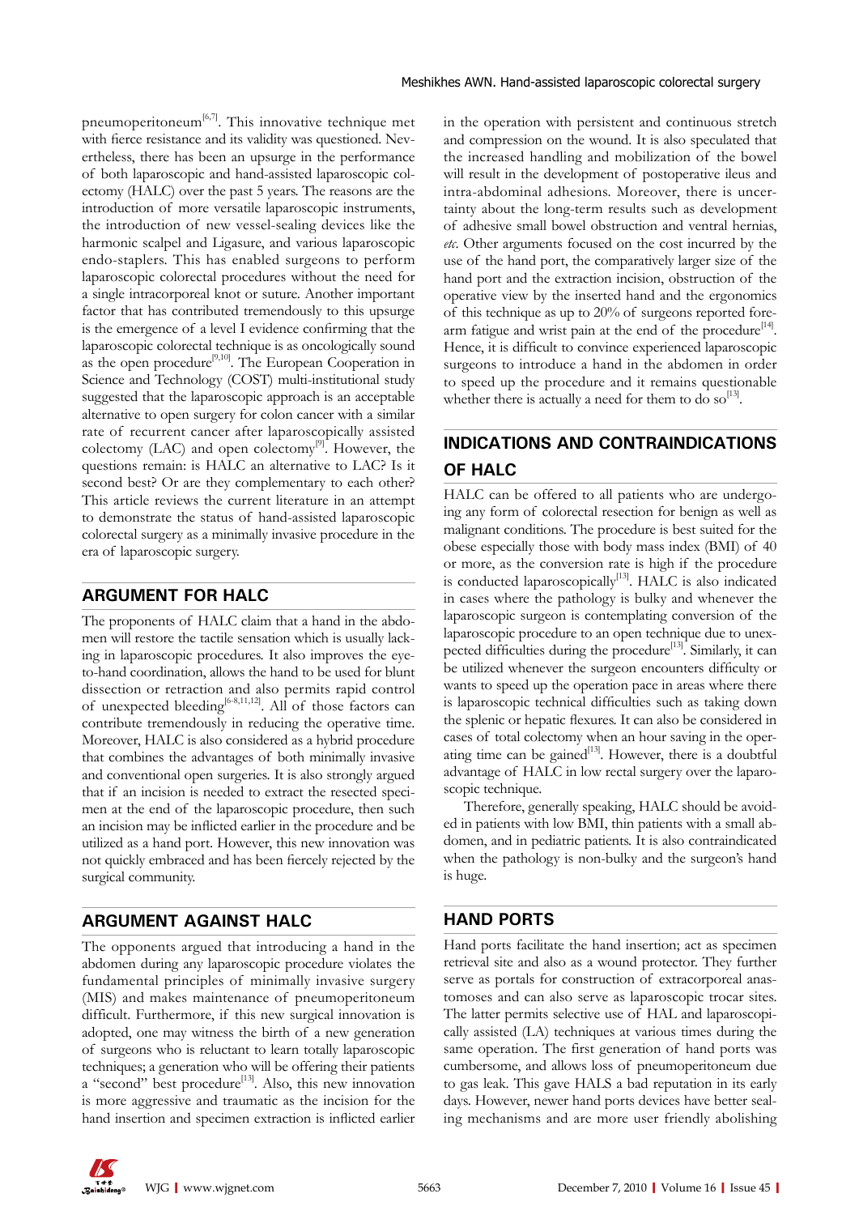pneumoperitoneum[6,7]. This innovative technique met with fierce resistance and its validity was questioned. Nevertheless, there has been an upsurge in the performance of both laparoscopic and hand-assisted laparoscopic colectomy (HALC) over the past 5 years. The reasons are the introduction of more versatile laparoscopic instruments, the introduction of new vessel-sealing devices like the harmonic scalpel and Ligasure, and various laparoscopic endo-staplers. This has enabled surgeons to perform laparoscopic colorectal procedures without the need for a single intracorporeal knot or suture. Another important factor that has contributed tremendously to this upsurge is the emergence of a level I evidence confirming that the laparoscopic colorectal technique is as oncologically sound as the open procedure[9,10]. The European Cooperation in Science and Technology (COST) multi-institutional study suggested that the laparoscopic approach is an acceptable alternative to open surgery for colon cancer with a similar rate of recurrent cancer after laparoscopically assisted colectomy (LAC) and open colectomy[9]. However, the questions remain: is HALC an alternative to LAC? Is it second best? Or are they complementary to each other? This article reviews the current literature in an attempt to demonstrate the status of hand-assisted laparoscopic colorectal surgery as a minimally invasive procedure in the era of laparoscopic surgery.

## ARGUMENT FOR HALC

The proponents of HALC claim that a hand in the abdomen will restore the tactile sensation which is usually lacking in laparoscopic procedures. It also improves the eye-to-hand coordination, allows the hand to be used for blunt dissection or retraction and also permits rapid control of unexpected bleeding[6-8,11,12]. All of those factors can contribute tremendously in reducing the operative time. Moreover, HALC is also considered as a hybrid procedure that combines the advantages of both minimally invasive and conventional open surgeries. It is also strongly argued that if an incision is needed to extract the resected specimen at the end of the laparoscopic procedure, then such an incision may be inflicted earlier in the procedure and be utilized as a hand port. However, this new innovation was not quickly embraced and has been fiercely rejected by the surgical community.

## ARGUMENT AGAINST HALC

The opponents argued that introducing a hand in the abdomen during any laparoscopic procedure violates the fundamental principles of minimally invasive surgery (MIS) and makes maintenance of pneumoperitoneum difficult. Furthermore, if this new surgical innovation is adopted, one may witness the birth of a new generation of surgeons who is reluctant to learn totally laparoscopic techniques; a generation who will be offering their patients a "second" best procedure[13]. Also, this new innovation is more aggressive and traumatic as the incision for the hand insertion and specimen extraction is inflicted earlier in the operation with persistent and continuous stretch and compression on the wound. It is also speculated that the increased handling and mobilization of the bowel will result in the development of postoperative ileus and intra-abdominal adhesions. Moreover, there is uncertainty about the long-term results such as development of adhesive small bowel obstruction and ventral hernias, *etc*. Other arguments focused on the cost incurred by the use of the hand port, the comparatively larger size of the hand port and the extraction incision, obstruction of the operative view by the inserted hand and the ergonomics of this technique as up to 20% of surgeons reported forearm fatigue and wrist pain at the end of the procedure[14]. Hence, it is difficult to convince experienced laparoscopic surgeons to introduce a hand in the abdomen in order to speed up the procedure and it remains questionable whether there is actually a need for them to do so[13].

## INDICATIONS AND CONTRAINDICATIONS OF HALC

HALC can be offered to all patients who are undergoing any form of colorectal resection for benign as well as malignant conditions. The procedure is best suited for the obese especially those with body mass index (BMI) of 40 or more, as the conversion rate is high if the procedure is conducted laparoscopically[13]. HALC is also indicated in cases where the pathology is bulky and whenever the laparoscopic surgeon is contemplating conversion of the laparoscopic procedure to an open technique due to unexpected difficulties during the procedure[13]. Similarly, it can be utilized whenever the surgeon encounters difficulty or wants to speed up the operation pace in areas where there is laparoscopic technical difficulties such as taking down the splenic or hepatic flexures. It can also be considered in cases of total colectomy when an hour saving in the operating time can be gained[13]. However, there is a doubtful advantage of HALC in low rectal surgery over the laparoscopic technique.

Therefore, generally speaking, HALC should be avoided in patients with low BMI, thin patients with a small abdomen, and in pediatric patients. It is also contraindicated when the pathology is non-bulky and the surgeon's hand is huge.

## HAND PORTS

Hand ports facilitate the hand insertion; act as specimen retrieval site and also as a wound protector. They further serve as portals for construction of extracorporeal anastomoses and can also serve as laparoscopic trocar sites. The latter permits selective use of HAL and laparoscopically assisted (LA) techniques at various times during the same operation. The first generation of hand ports was cumbersome, and allows loss of pneumoperitoneum due to gas leak. This gave HALS a bad reputation in its early days. However, newer hand ports devices have better sealing mechanisms and are more user friendly abolishing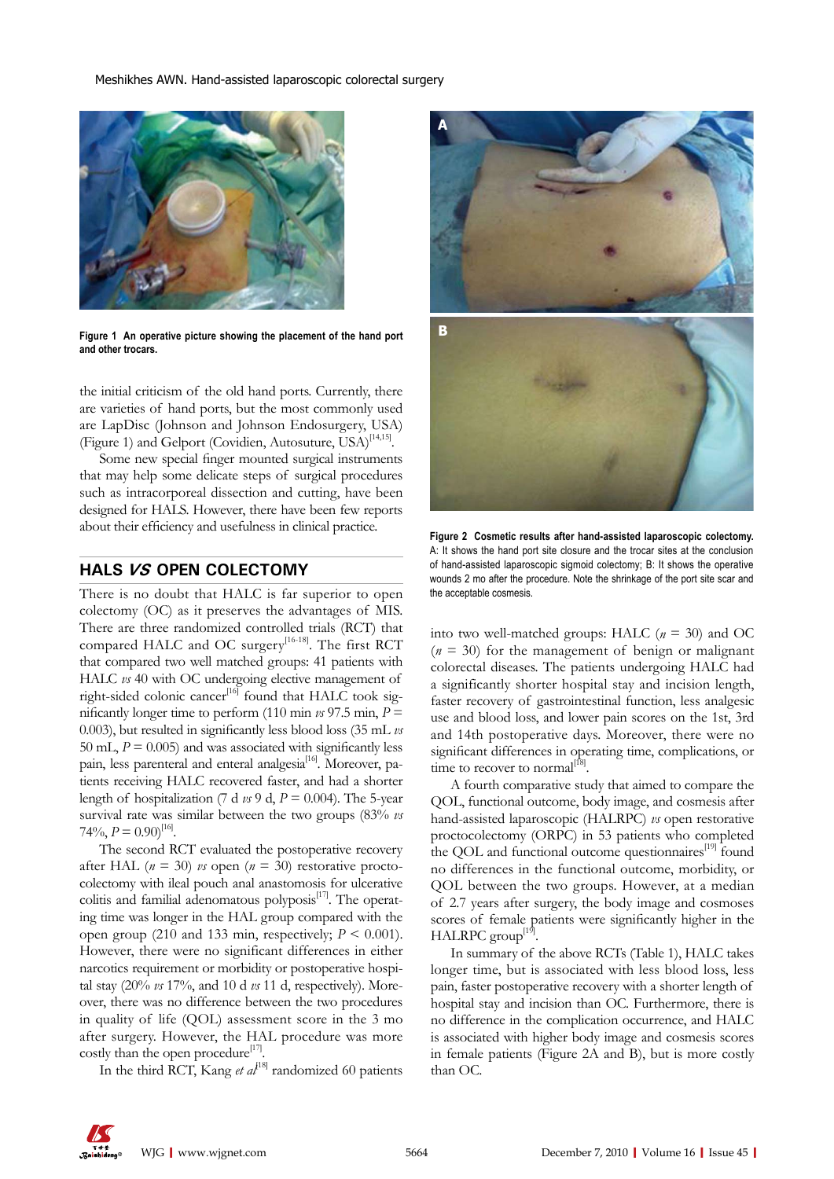Figure 1 An operative picture showing the placement of the hand port and other trocars.

the initial criticism of the old hand ports. Currently, there are varieties of hand ports, but the most commonly used are LapDisc (Johnson and Johnson Endosurgery, USA) (Figure 1) and Gelport (Covidien, Autosuture, USA)[14,15].

Some new special finger mounted surgical instruments that may help some delicate steps of surgical procedures such as intracorporeal dissection and cutting, have been designed for HALS. However, there have been few reports about their efficiency and usefulness in clinical practice.

## HALS *VS* OPEN COLECTOMY

There is no doubt that HALC is far superior to open colectomy (OC) as it preserves the advantages of MIS. There are three randomized controlled trials (RCT) that compared HALC and OC surgery[16-18]. The first RCT that compared two well matched groups: 41 patients with HALC *vs* 40 with OC undergoing elective management of right-sided colonic cancer[16] found that HALC took significantly longer time to perform (110 min *vs* 97.5 min, $P = 0.003$), but resulted in significantly less blood loss (35 mL *vs* 50 mL, $P = 0.005$) and was associated with significantly less pain, less parenteral and enteral analgesia[16]. Moreover, patients receiving HALC recovered faster, and had a shorter length of hospitalization (7 d *vs* 9 d, $P = 0.004$). The 5-year survival rate was similar between the two groups (83% *vs* 74%, $P = 0.90$)[16].

The second RCT evaluated the postoperative recovery after HAL ($n = 30$) *vs* open ($n = 30$) restorative proctocolectomy with ileal pouch anal anastomosis for ulcerative colitis and familial adenomatous polyposis[17]. The operating time was longer in the HAL group compared with the open group (210 and 133 min, respectively; $P < 0.001$). However, there were no significant differences in either narcotics requirement or morbidity or postoperative hospital stay (20% *vs* 17%, and 10 d *vs* 11 d, respectively). Moreover, there was no difference between the two procedures in quality of life (QOL) assessment score in the 3 mo after surgery. However, the HAL procedure was more costly than the open procedure[17].

In the third RCT, Kang *et al*[18] randomized 60 patients into two well-matched groups: HALC ($n = 30$) and OC ($n = 30$) for the management of benign or malignant colorectal diseases. The patients undergoing HALC had a significantly shorter hospital stay and incision length, faster recovery of gastrointestinal function, less analgesic use and blood loss, and lower pain scores on the 1st, 3rd and 14th postoperative days. Moreover, there were no significant differences in operating time, complications, or time to recover to normal[18].

A fourth comparative study that aimed to compare the QOL, functional outcome, body image, and cosmesis after hand-assisted laparoscopic (HALRPC) *vs* open restorative proctocolectomy (ORPC) in 53 patients who completed the QOL and functional outcome questionnaires[19] found no differences in the functional outcome, morbidity, or QOL between the two groups. However, at a median of 2.7 years after surgery, the body image and cosmoses scores of female patients were significantly higher in the HALRPC group[19].

In summary of the above RCTs (Table 1), HALC takes longer time, but is associated with less blood loss, less pain, faster postoperative recovery with a shorter length of hospital stay and incision than OC. Furthermore, there is no difference in the complication occurrence, and HALC is associated with higher body image and cosmesis scores in female patients (Figure 2A and B), but is more costly than OC.

Figure 2 Cosmetic results after hand-assisted laparoscopic colectomy. A: It shows the hand port site closure and the trocar sites at the conclusion of hand-assisted laparoscopic sigmoid colectomy; B: It shows the operative wounds 2 mo after the procedure. Note the shrinkage of the port site scar and the acceptable cosmesis.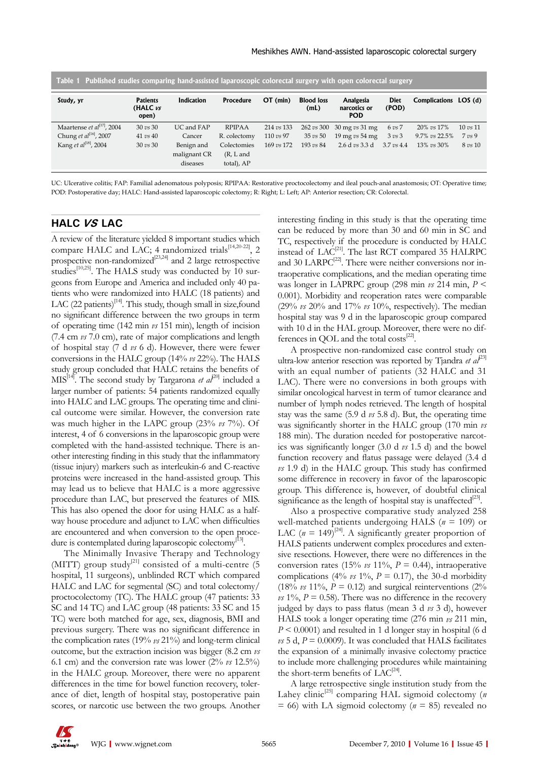**Table 1 Published studies comparing hand-assisted laparoscopic colorectal surgery with open colorectal surgery**

| Study, yr | Patients (HALC *vs* open) | Indication | Procedure | OT (min) | Blood loss (mL) | Analgesia narcotics or POD | Diet (POD) | Complications | LOS (d) |
|---|---|---|---|---|---|---|---|---|---|
| Maartense *et al*[17], 2004 | 30 *vs* 30 | UC and FAP | RPIPAA | 214 *vs* 133 | 262 *vs* 300 | 30 mg *vs* 31 mg | 6 *vs* 7 | 20% *vs* 17% | 10 *vs* 11 |
| Chung *et al*[16], 2007 | 41 *vs* 40 | Cancer | R. colectomy | 110 *vs* 97 | 35 *vs* 50 | 19 mg *vs* 54 mg | 3 *vs* 3 | 9.7% *vs* 22.5% | 7 *vs* 9 |
| Kang *et al*[18], 2004 | 30 *vs* 30 | Benign and malignant CR diseases | Colectomies (R, L and total), AP | 169 *vs* 172 | 193 *vs* 84 | 2.6 d *vs* 3.3 d | 3.7 *vs* 4.4 | 13% *vs* 30% | 8 *vs* 10 |

UC: Ulcerative colitis; FAP: Familial adenomatous polyposis; RPIPAA: Restorative proctocolectomy and ileal pouch-anal anastomosis; OT: Operative time; POD: Postoperative day; HALC: Hand-assisted laparoscopic colectomy; R: Right; L: Left; AP: Anterior resection; CR: Colorectal.

## HALC *VS* LAC

A review of the literature yielded 8 important studies which compare HALC and LAC; 4 randomized trials[14,20-22], 2 prospective non-randomized[23,24] and 2 large retrospective studies[10,25]. The HALS study was conducted by 10 surgeons from Europe and America and included only 40 patients who were randomized into HALC (18 patients) and LAC (22 patients)[14]. This study, though small in size,found no significant difference between the two groups in term of operating time (142 min *vs* 151 min), length of incision (7.4 cm *vs* 7.0 cm), rate of major complications and length of hospital stay (7 d *vs* 6 d). However, there were fewer conversions in the HALC group (14% *vs* 22%). The HALS study group concluded that HALC retains the benefits of MIS[14]. The second study by Targarona *et al*[20] included a larger number of patients: 54 patients randomized equally into HALC and LAC groups. The operating time and clinical outcome were similar. However, the conversion rate was much higher in the LAPC group (23% *vs* 7%). Of interest, 4 of 6 conversions in the laparoscopic group were completed with the hand-assisted technique. There is another interesting finding in this study that the inflammatory (tissue injury) markers such as interleukin-6 and C-reactive proteins were increased in the hand-assisted group. This may lead us to believe that HALC is a more aggressive procedure than LAC, but preserved the features of MIS. This has also opened the door for using HALC as a halfway house procedure and adjunct to LAC when difficulties are encountered and when conversion to the open procedure is contemplated during laparoscopic colectomy[13].

The Minimally Invasive Therapy and Technology (MITT) group study[21] consisted of a multi-centre (5 hospital, 11 surgeons), unblinded RCT which compared HALC and LAC for segmental (SC) and total colectomy/proctocolectomy (TC). The HALC group (47 patients: 33 SC and 14 TC) and LAC group (48 patients: 33 SC and 15 TC) were both matched for age, sex, diagnosis, BMI and previous surgery. There was no significant difference in the complication rates (19% *vs* 21%) and long-term clinical outcome, but the extraction incision was bigger (8.2 cm *vs* 6.1 cm) and the conversion rate was lower (2% *vs* 12.5%) in the HALC group. Moreover, there were no apparent differences in the time for bowel function recovery, tolerance of diet, length of hospital stay, postoperative pain scores, or narcotic use between the two groups. Another interesting finding in this study is that the operating time can be reduced by more than 30 and 60 min in SC and TC, respectively if the procedure is conducted by HALC instead of LAC[21]. The last RCT compared 35 HALRPC and 30 LARPC[22]. There were neither conversions nor intraoperative complications, and the median operating time was longer in LAPRPC group (298 min *vs* 214 min, $P < 0.001$). Morbidity and reoperation rates were comparable (29% *vs* 20% and 17% *vs* 10%, respectively). The median hospital stay was 9 d in the laparoscopic group compared with 10 d in the HAL group. Moreover, there were no differences in QOL and the total costs[22].

A prospective non-randomized case control study on ultra-low anterior resection was reported by Tjandra *et al*[23] with an equal number of patients (32 HALC and 31 LAC). There were no conversions in both groups with similar oncological harvest in term of tumor clearance and number of lymph nodes retrieved. The length of hospital stay was the same (5.9 d *vs* 5.8 d). But, the operating time was significantly shorter in the HALC group (170 min *vs* 188 min). The duration needed for postoperative narcotics was significantly longer (3.0 d *vs* 1.5 d) and the bowel function recovery and flatus passage were delayed (3.4 d *vs* 1.9 d) in the HALC group. This study has confirmed some difference in recovery in favor of the laparoscopic group. This difference is, however, of doubtful clinical significance as the length of hospital stay is unaffected[23].

Also a prospective comparative study analyzed 258 well-matched patients undergoing HALS ($n$ = 109) or LAC ($n$ = 149)[24]. A significantly greater proportion of HALS patients underwent complex procedures and extensive resections. However, there were no differences in the conversion rates (15% *vs* 11%, $P$ = 0.44), intraoperative complications (4% *vs* 1%, $P$ = 0.17), the 30-d morbidity (18% *vs* 11%, $P$ = 0.12) and surgical reinterventions (2% *vs* 1%, $P$ = 0.58). There was no difference in the recovery judged by days to pass flatus (mean 3 d *vs* 3 d), however HALS took a longer operating time (276 min *vs* 211 min, $P < 0.0001$) and resulted in 1 d longer stay in hospital (6 d *vs* 5 d, $P$ = 0.0009). It was concluded that HALS facilitates the expansion of a minimally invasive colectomy practice to include more challenging procedures while maintaining the short-term benefits of LAC[24].

A large retrospective single institution study from the Lahey clinic[25] comparing HAL sigmoid colectomy ($n$ = 66) with LA sigmoid colectomy ($n$ = 85) revealed no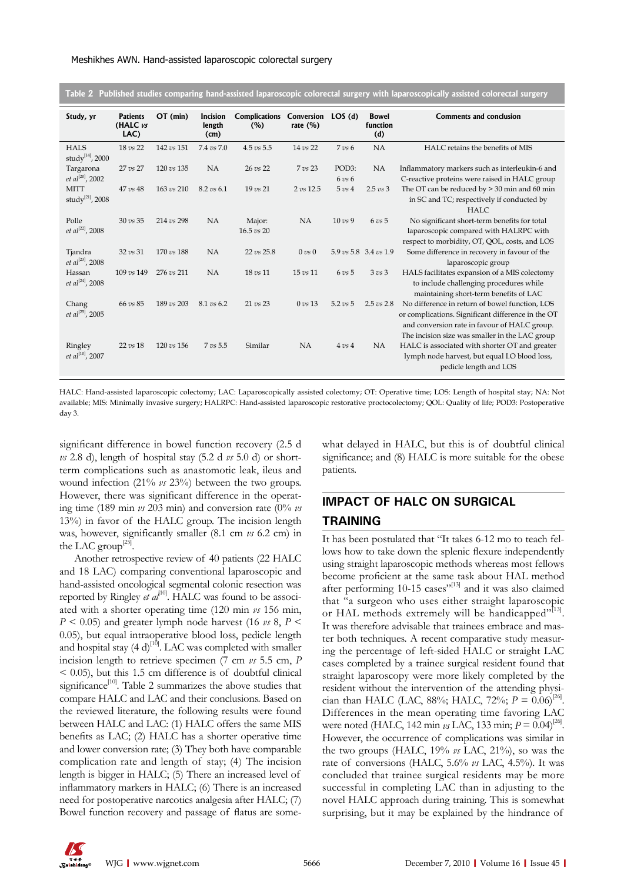**Table 2 Published studies comparing hand-assisted laparoscopic colorectal surgery with laparoscopically assisted colorectal surgery**

| Study, yr | Patients (HALC *vs* LAC) | OT (min) | Incision length (cm) | Complications (%) | Conversion rate (%) | LOS (d) | Bowel function (d) | Comments and conclusion |
|---|---|---|---|---|---|---|---|---|
| HALS study[14], 2000 | 18 *vs* 22 | 142 *vs* 151 | 7.4 *vs* 7.0 | 4.5 *vs* 5.5 | 14 *vs* 22 | 7 *vs* 6 | NA | HALC retains the benefits of MIS |
| Targarona *et al*[20], 2002 | 27 *vs* 27 | 120 *vs* 135 | NA | 26 *vs* 22 | 7 *vs* 23 | POD3: 6 *vs* 6 | NA | Inflammatory markers such as interleukin-6 and C-reactive proteins were raised in HALC group |
| MITT study[21], 2008 | 47 *vs* 48 | 163 *vs* 210 | 8.2 *vs* 6.1 | 19 *vs* 21 | 2 *vs* 12.5 | 5 *vs* 4 | 2.5 *vs* 3 | The OT can be reduced by > 30 min and 60 min in SC and TC; respectively if conducted by HALC |
| Polle *et al*[22], 2008 | 30 *vs* 35 | 214 *vs* 298 | NA | Major: 16.5 *vs* 20 | NA | 10 *vs* 9 | 6 *vs* 5 | No significant short-term benefits for total laparoscopic compared with HALRPC with respect to morbidity, OT, QOL, costs, and LOS |
| Tjandra *et al*[23], 2008 | 32 *vs* 31 | 170 *vs* 188 | NA | 22 *vs* 25.8 | 0 *vs* 0 | 5.9 *vs* 5.8 | 3.4 *vs* 1.9 | Some difference in recovery in favour of the laparoscopic group |
| Hassan *et al*[24], 2008 | 109 *vs* 149 | 276 *vs* 211 | NA | 18 *vs* 11 | 15 *vs* 11 | 6 *vs* 5 | 3 *vs* 3 | HALS facilitates expansion of a MIS colectomy to include challenging procedures while maintaining short-term benefits of LAC |
| Chang *et al*[25], 2005 | 66 *vs* 85 | 189 *vs* 203 | 8.1 *vs* 6.2 | 21 *vs* 23 | 0 *vs* 13 | 5.2 *vs* 5 | 2.5 *vs* 2.8 | No difference in return of bowel function, LOS or complications. Significant difference in the OT and conversion rate in favour of HALC group. The incision size was smaller in the LAC group |
| Ringley *et al*[10], 2007 | 22 *vs* 18 | 120 *vs* 156 | 7 *vs* 5.5 | Similar | NA | 4 *vs* 4 | NA | HALC is associated with shorter OT and greater lymph node harvest, but equal I.O blood loss, pedicle length and LOS |

HALC: Hand-assisted laparoscopic colectomy; LAC: Laparoscopically assisted colectomy; OT: Operative time; LOS: Length of hospital stay; NA: Not available; MIS: Minimally invasive surgery; HALRPC: Hand-assisted laparoscopic restorative proctocolectomy; QOL: Quality of life; POD3: Postoperative day 3.

significant difference in bowel function recovery (2.5 d *vs* 2.8 d), length of hospital stay (5.2 d *vs* 5.0 d) or short-term complications such as anastomotic leak, ileus and wound infection (21% *vs* 23%) between the two groups. However, there was significant difference in the operating time (189 min *vs* 203 min) and conversion rate (0% *vs* 13%) in favor of the HALC group. The incision length was, however, significantly smaller (8.1 cm *vs* 6.2 cm) in the LAC group[25].

Another retrospective review of 40 patients (22 HALC and 18 LAC) comparing conventional laparoscopic and hand-assisted oncological segmental colonic resection was reported by Ringley *et al*[10]. HALC was found to be associated with a shorter operating time (120 min *vs* 156 min, $P < 0.05$) and greater lymph node harvest (16 *vs* 8, $P < 0.05$), but equal intraoperative blood loss, pedicle length and hospital stay (4 d)[10]. LAC was completed with smaller incision length to retrieve specimen (7 cm *vs* 5.5 cm, $P < 0.05$), but this 1.5 cm difference is of doubtful clinical significance[10]. Table 2 summarizes the above studies that compare HALC and LAC and their conclusions. Based on the reviewed literature, the following results were found between HALC and LAC: (1) HALC offers the same MIS benefits as LAC; (2) HALC has a shorter operative time and lower conversion rate; (3) They both have comparable complication rate and length of stay; (4) The incision length is bigger in HALC; (5) There an increased level of inflammatory markers in HALC; (6) There is an increased need for postoperative narcotics analgesia after HALC; (7) Bowel function recovery and passage of flatus are somewhat delayed in HALC, but this is of doubtful clinical significance; and (8) HALC is more suitable for the obese patients.

## IMPACT OF HALC ON SURGICAL TRAINING

It has been postulated that "It takes 6-12 mo to teach fellows how to take down the splenic flexure independently using straight laparoscopic methods whereas most fellows become proficient at the same task about HAL method after performing 10-15 cases"[13] and it was also claimed that "a surgeon who uses either straight laparoscopic or HAL methods extremely will be handicapped"[13]. It was therefore advisable that trainees embrace and master both techniques. A recent comparative study measuring the percentage of left-sided HALC or straight LAC cases completed by a trainee surgical resident found that straight laparoscopy were more likely completed by the resident without the intervention of the attending physician than HALC (LAC, 88%; HALC, 72%; $P = 0.06$)[26]. Differences in the mean operating time favoring LAC were noted (HALC, 142 min *vs* LAC, 133 min; $P = 0.04$)[26]. However, the occurrence of complications was similar in the two groups (HALC, 19% *vs* LAC, 21%), so was the rate of conversions (HALC, 5.6% *vs* LAC, 4.5%). It was concluded that trainee surgical residents may be more successful in completing LAC than in adjusting to the novel HALC approach during training. This is somewhat surprising, but it may be explained by the hindrance of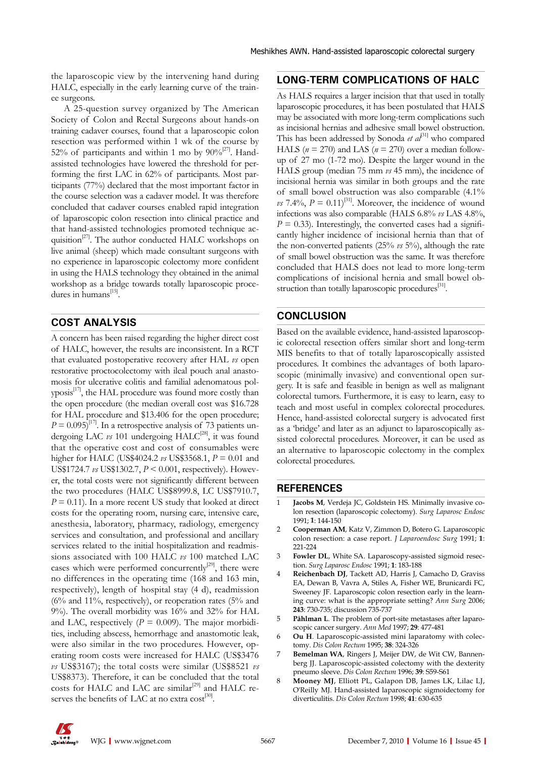the laparoscopic view by the intervening hand during HALC, especially in the early learning curve of the trainee surgeons.

A 25-question survey organized by The American Society of Colon and Rectal Surgeons about hands-on training cadaver courses, found that a laparoscopic colon resection was performed within 1 wk of the course by 52% of participants and within 1 mo by 90%[27]. Hand-assisted technologies have lowered the threshold for performing the first LAC in 62% of participants. Most participants (77%) declared that the most important factor in the course selection was a cadaver model. It was therefore concluded that cadaver courses enabled rapid integration of laparoscopic colon resection into clinical practice and that hand-assisted technologies promoted technique acquisition[27]. The author conducted HALC workshops on live animal (sheep) which made consultant surgeons with no experience in laparoscopic colectomy more confident in using the HALS technology they obtained in the animal workshop as a bridge towards totally laparoscopic procedures in humans[15].

## COST ANALYSIS

A concern has been raised regarding the higher direct cost of HALC, however, the results are inconsistent. In a RCT that evaluated postoperative recovery after HAL *vs* open restorative proctocolectomy with ileal pouch anal anastomosis for ulcerative colitis and familial adenomatous polyposis[17], the HAL procedure was found more costly than the open procedure (the median overall cost was $16.728 for HAL procedure and $13.406 for the open procedure; $P = 0.095$)[17]. In a retrospective analysis of 73 patients undergoing LAC *vs* 101 undergoing HALC[28], it was found that the operative cost and cost of consumables were higher for HALC (US$4024.2 *vs* US$3568.1, $P = 0.01$ and US$1724.7 *vs* US$1302.7, $P < 0.001$, respectively). However, the total costs were not significantly different between the two procedures (HALC US$8999.8, LC US$7910.7, $P = 0.11$). In a more recent US study that looked at direct costs for the operating room, nursing care, intensive care, anesthesia, laboratory, pharmacy, radiology, emergency services and consultation, and professional and ancillary services related to the initial hospitalization and readmissions associated with 100 HALC *vs* 100 matched LAC cases which were performed concurrently[29], there were no differences in the operating time (168 and 163 min, respectively), length of hospital stay (4 d), readmission (6% and 11%, respectively), or reoperation rates (5% and 9%). The overall morbidity was 16% and 32% for HAL and LAC, respectively ($P = 0.009$). The major morbidities, including abscess, hemorrhage and anastomotic leak, were also similar in the two procedures. However, operating room costs were increased for HALC (US$3476 *vs* US$3167); the total costs were similar (US$8521 *vs* US$8373). Therefore, it can be concluded that the total costs for HALC and LAC are similar[29] and HALC reserves the benefits of LAC at no extra cost[30].

## LONG-TERM COMPLICATIONS OF HALC

As HALS requires a larger incision that that used in totally laparoscopic procedures, it has been postulated that HALS may be associated with more long-term complications such as incisional hernias and adhesive small bowel obstruction. This has been addressed by Sonoda *et al*[31] who compared HALS ($n = 270$) and LAS ($n = 270$) over a median follow-up of 27 mo (1-72 mo). Despite the larger wound in the HALS group (median 75 mm *vs* 45 mm), the incidence of incisional hernia was similar in both groups and the rate of small bowel obstruction was also comparable (4.1% *vs* 7.4%, $P = 0.11$)[31]. Moreover, the incidence of wound infections was also comparable (HALS 6.8% *vs* LAS 4.8%, $P = 0.33$). Interestingly, the converted cases had a significantly higher incidence of incisional hernia than that of the non-converted patients (25% *vs* 5%), although the rate of small bowel obstruction was the same. It was therefore concluded that HALS does not lead to more long-term complications of incisional hernia and small bowel obstruction than totally laparoscopic procedures[31].

## CONCLUSION

Based on the available evidence, hand-assisted laparoscopic colorectal resection offers similar short and long-term MIS benefits to that of totally laparoscopically assisted procedures. It combines the advantages of both laparoscopic (minimally invasive) and conventional open surgery. It is safe and feasible in benign as well as malignant colorectal tumors. Furthermore, it is easy to learn, easy to teach and most useful in complex colorectal procedures. Hence, hand-assisted colorectal surgery is advocated first as a 'bridge' and later as an adjunct to laparoscopically assisted colorectal procedures. Moreover, it can be used as an alternative to laparoscopic colectomy in the complex colorectal procedures.

## REFERENCES

1. **Jacobs M**, Verdeja JC, Goldstein HS. Minimally invasive colon resection (laparoscopic colectomy). *Surg Laparosc Endosc* 1991; **1**: 144-150
2. **Cooperman AM**, Katz V, Zimmon D, Botero G. Laparoscopic colon resection: a case report. *J Laparoendosc Surg* 1991; **1**: 221-224
3. **Fowler DL**, White SA. Laparoscopy-assisted sigmoid resection. *Surg Laparosc Endosc* 1991; **1**: 183-188
4. **Reichenbach DJ**, Tackett AD, Harris J, Camacho D, Graviss EA, Dewan B, Vavra A, Stiles A, Fisher WE, Brunicardi FC, Sweeney JF. Laparoscopic colon resection early in the learning curve: what is the appropriate setting? *Ann Surg* 2006; **243**: 730-735; discussion 735-737
5. **Påhlman L**. The problem of port-site metastases after laparoscopic cancer surgery. *Ann Med* 1997; **29**: 477-481
6. **Ou H**. Laparoscopic-assisted mini laparatomy with colectomy. *Dis Colon Rectum* 1995; **38**: 324-326
7. **Bemelman WA**, Ringers J, Meijer DW, de Wit CW, Bannenberg JJ. Laparoscopic-assisted colectomy with the dexterity pneumo sleeve. *Dis Colon Rectum* 1996; **39**: S59-S61
8. **Mooney MJ**, Elliott PL, Galapon DB, James LK, Lilac LJ, O'Reilly MJ. Hand-assisted laparoscopic sigmoidectomy for diverticulitis. *Dis Colon Rectum* 1998; **41**: 630-635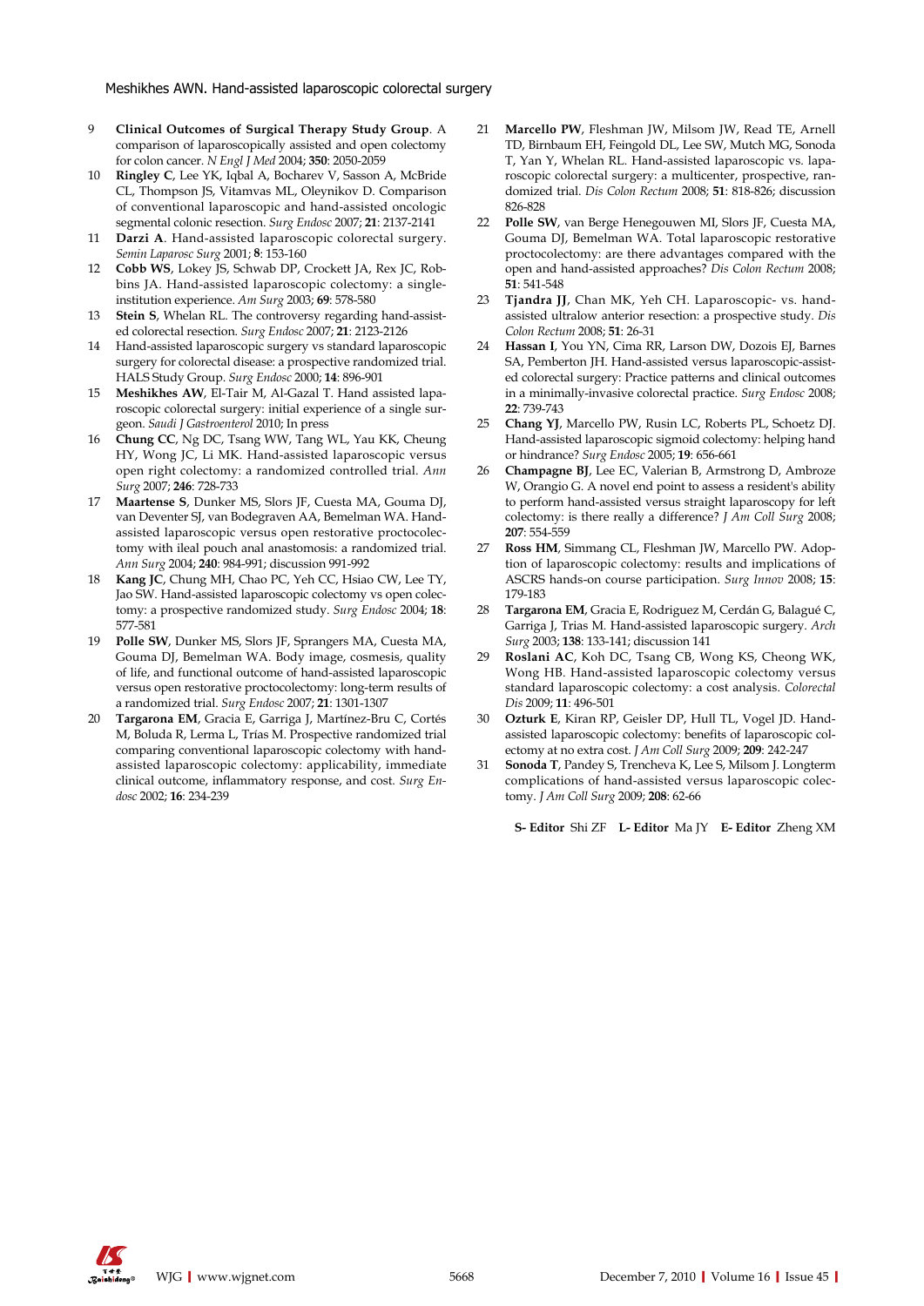9 **Clinical Outcomes of Surgical Therapy Study Group**. A comparison of laparoscopically assisted and open colectomy for colon cancer. *N Engl J Med* 2004; **350**: 2050-2059

10 **Ringley C**, Lee YK, Iqbal A, Bocharev V, Sasson A, McBride CL, Thompson JS, Vitamvas ML, Oleynikov D. Comparison of conventional laparoscopic and hand-assisted oncologic segmental colonic resection. *Surg Endosc* 2007; **21**: 2137-2141

11 **Darzi A**. Hand-assisted laparoscopic colorectal surgery. *Semin Laparosc Surg* 2001; **8**: 153-160

12 **Cobb WS**, Lokey JS, Schwab DP, Crockett JA, Rex JC, Robbins JA. Hand-assisted laparoscopic colectomy: a single-institution experience. *Am Surg* 2003; **69**: 578-580

13 **Stein S**, Whelan RL. The controversy regarding hand-assisted colorectal resection. *Surg Endosc* 2007; **21**: 2123-2126

14 Hand-assisted laparoscopic surgery vs standard laparoscopic surgery for colorectal disease: a prospective randomized trial. HALS Study Group. *Surg Endosc* 2000; **14**: 896-901

15 **Meshikhes AW**, El-Tair M, Al-Gazal T. Hand assisted laparoscopic colorectal surgery: initial experience of a single surgeon. *Saudi J Gastroenterol* 2010; In press

16 **Chung CC**, Ng DC, Tsang WW, Tang WL, Yau KK, Cheung HY, Wong JC, Li MK. Hand-assisted laparoscopic versus open right colectomy: a randomized controlled trial. *Ann Surg* 2007; **246**: 728-733

17 **Maartense S**, Dunker MS, Slors JF, Cuesta MA, Gouma DJ, van Deventer SJ, van Bodegraven AA, Bemelman WA. Hand-assisted laparoscopic versus open restorative proctocolectomy with ileal pouch anal anastomosis: a randomized trial. *Ann Surg* 2004; **240**: 984-991; discussion 991-992

18 **Kang JC**, Chung MH, Chao PC, Yeh CC, Hsiao CW, Lee TY, Jao SW. Hand-assisted laparoscopic colectomy vs open colectomy: a prospective randomized study. *Surg Endosc* 2004; **18**: 577-581

19 **Polle SW**, Dunker MS, Slors JF, Sprangers MA, Cuesta MA, Gouma DJ, Bemelman WA. Body image, cosmesis, quality of life, and functional outcome of hand-assisted laparoscopic versus open restorative proctocolectomy: long-term results of a randomized trial. *Surg Endosc* 2007; **21**: 1301-1307

20 **Targarona EM**, Gracia E, Garriga J, Martínez-Bru C, Cortés M, Boluda R, Lerma L, Trías M. Prospective randomized trial comparing conventional laparoscopic colectomy with hand-assisted laparoscopic colectomy: applicability, immediate clinical outcome, inflammatory response, and cost. *Surg Endosc* 2002; **16**: 234-239

21 **Marcello PW**, Fleshman JW, Milsom JW, Read TE, Arnell TD, Birnbaum EH, Feingold DL, Lee SW, Mutch MG, Sonoda T, Yan Y, Whelan RL. Hand-assisted laparoscopic vs. laparoscopic colorectal surgery: a multicenter, prospective, randomized trial. *Dis Colon Rectum* 2008; **51**: 818-826; discussion 826-828

22 **Polle SW**, van Berge Henegouwen MI, Slors JF, Cuesta MA, Gouma DJ, Bemelman WA. Total laparoscopic restorative proctocolectomy: are there advantages compared with the open and hand-assisted approaches? *Dis Colon Rectum* 2008; **51**: 541-548

23 **Tjandra JJ**, Chan MK, Yeh CH. Laparoscopic- vs. hand-assisted ultralow anterior resection: a prospective study. *Dis Colon Rectum* 2008; **51**: 26-31

24 **Hassan I**, You YN, Cima RR, Larson DW, Dozois EJ, Barnes SA, Pemberton JH. Hand-assisted versus laparoscopic-assisted colorectal surgery: Practice patterns and clinical outcomes in a minimally-invasive colorectal practice. *Surg Endosc* 2008; **22**: 739-743

25 **Chang YJ**, Marcello PW, Rusin LC, Roberts PL, Schoetz DJ. Hand-assisted laparoscopic sigmoid colectomy: helping hand or hindrance? *Surg Endosc* 2005; **19**: 656-661

26 **Champagne BJ**, Lee EC, Valerian B, Armstrong D, Ambroze W, Orangio G. A novel end point to assess a resident's ability to perform hand-assisted versus straight laparoscopy for left colectomy: is there really a difference? *J Am Coll Surg* 2008; **207**: 554-559

27 **Ross HM**, Simmang CL, Fleshman JW, Marcello PW. Adoption of laparoscopic colectomy: results and implications of ASCRS hands-on course participation. *Surg Innov* 2008; **15**: 179-183

28 **Targarona EM**, Gracia E, Rodriguez M, Cerdán G, Balagué C, Garriga J, Trias M. Hand-assisted laparoscopic surgery. *Arch Surg* 2003; **138**: 133-141; discussion 141

29 **Roslani AC**, Koh DC, Tsang CB, Wong KS, Cheong WK, Wong HB. Hand-assisted laparoscopic colectomy versus standard laparoscopic colectomy: a cost analysis. *Colorectal Dis* 2009; **11**: 496-501

30 **Ozturk E**, Kiran RP, Geisler DP, Hull TL, Vogel JD. Hand-assisted laparoscopic colectomy: benefits of laparoscopic colectomy at no extra cost. *J Am Coll Surg* 2009; **209**: 242-247

31 **Sonoda T**, Pandey S, Trencheva K, Lee S, Milsom J. Longterm complications of hand-assisted versus laparoscopic colectomy. *J Am Coll Surg* 2009; **208**: 62-66

**S- Editor** Shi ZF **L- Editor** Ma JY **E- Editor** Zheng XM